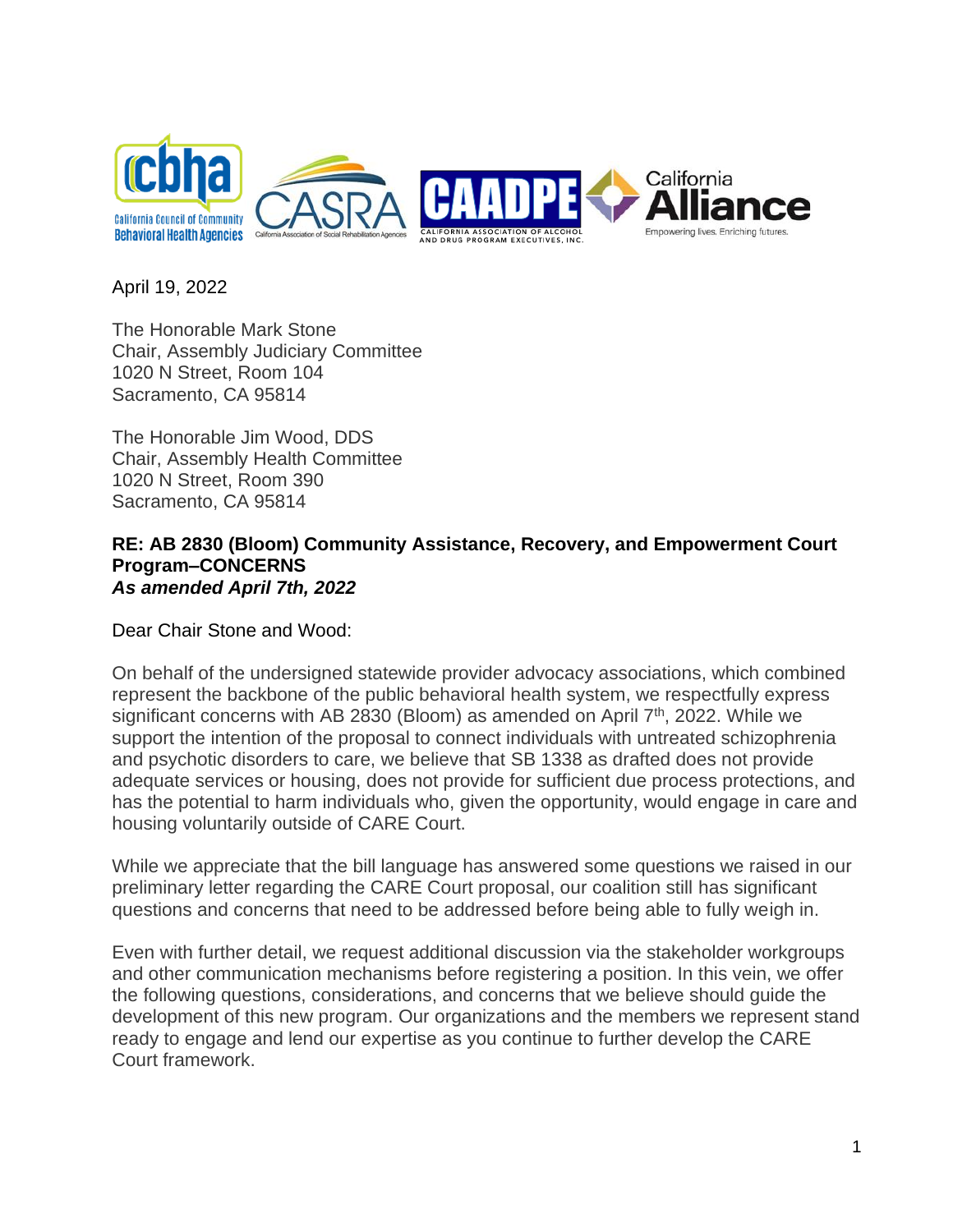April 19, 2022

The Honorable Mark Stone
Chair, Assembly Judiciary Committee
1020 N Street, Room 104
Sacramento, CA 95814

The Honorable Jim Wood, DDS
Chair, Assembly Health Committee
1020 N Street, Room 390
Sacramento, CA 95814

**RE: AB 2830 (Bloom) Community Assistance, Recovery, and Empowerment Court Program–CONCERNS**
***As amended April 7th, 2022***

Dear Chair Stone and Wood:

On behalf of the undersigned statewide provider advocacy associations, which combined represent the backbone of the public behavioral health system, we respectfully express significant concerns with AB 2830 (Bloom) as amended on April 7th, 2022. While we support the intention of the proposal to connect individuals with untreated schizophrenia and psychotic disorders to care, we believe that SB 1338 as drafted does not provide adequate services or housing, does not provide for sufficient due process protections, and has the potential to harm individuals who, given the opportunity, would engage in care and housing voluntarily outside of CARE Court.

While we appreciate that the bill language has answered some questions we raised in our preliminary letter regarding the CARE Court proposal, our coalition still has significant questions and concerns that need to be addressed before being able to fully weigh in.

Even with further detail, we request additional discussion via the stakeholder workgroups and other communication mechanisms before registering a position. In this vein, we offer the following questions, considerations, and concerns that we believe should guide the development of this new program. Our organizations and the members we represent stand ready to engage and lend our expertise as you continue to further develop the CARE Court framework.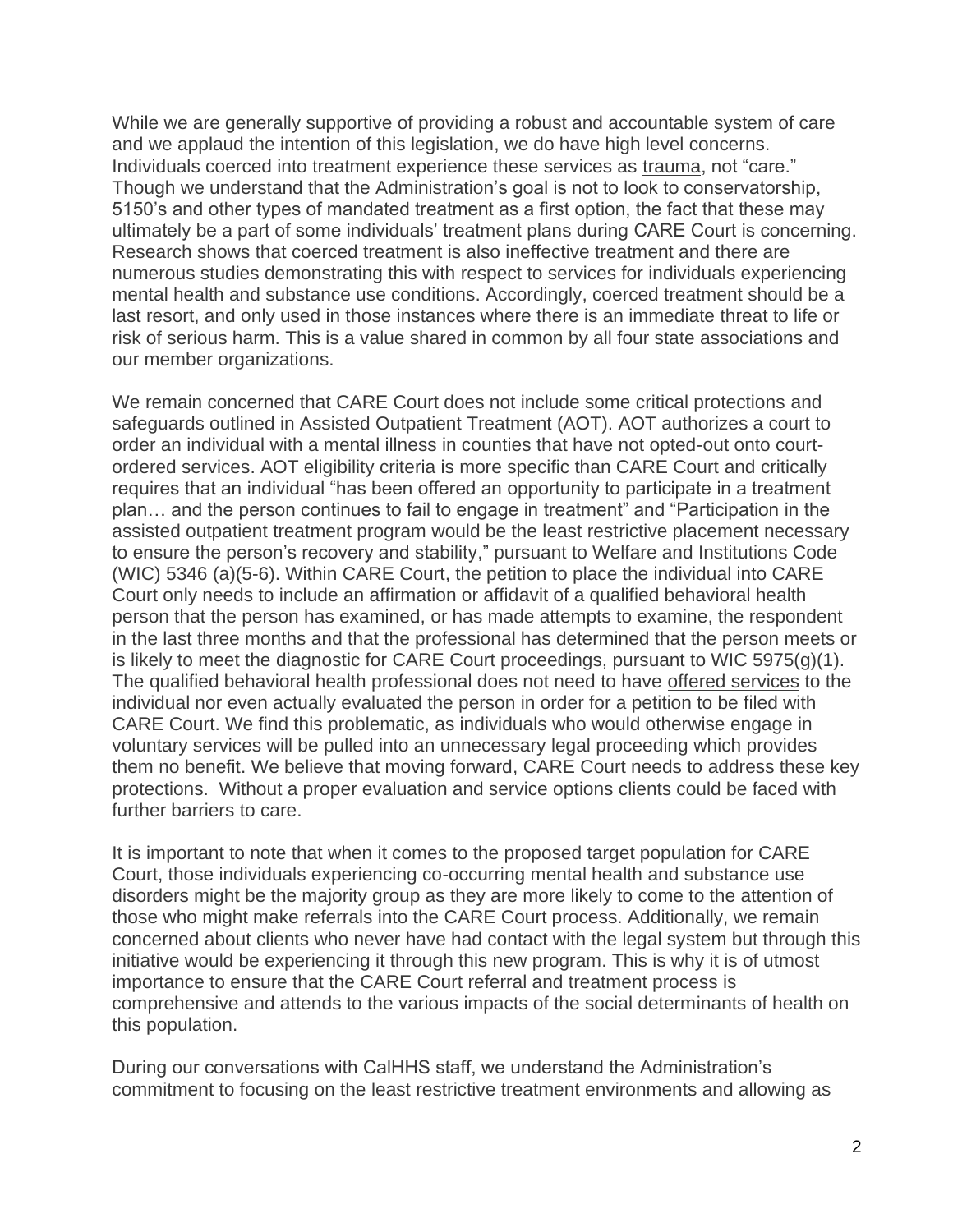While we are generally supportive of providing a robust and accountable system of care and we applaud the intention of this legislation, we do have high level concerns. Individuals coerced into treatment experience these services as trauma, not "care." Though we understand that the Administration's goal is not to look to conservatorship, 5150's and other types of mandated treatment as a first option, the fact that these may ultimately be a part of some individuals' treatment plans during CARE Court is concerning. Research shows that coerced treatment is also ineffective treatment and there are numerous studies demonstrating this with respect to services for individuals experiencing mental health and substance use conditions. Accordingly, coerced treatment should be a last resort, and only used in those instances where there is an immediate threat to life or risk of serious harm. This is a value shared in common by all four state associations and our member organizations.

We remain concerned that CARE Court does not include some critical protections and safeguards outlined in Assisted Outpatient Treatment (AOT). AOT authorizes a court to order an individual with a mental illness in counties that have not opted-out onto court-ordered services. AOT eligibility criteria is more specific than CARE Court and critically requires that an individual "has been offered an opportunity to participate in a treatment plan… and the person continues to fail to engage in treatment" and "Participation in the assisted outpatient treatment program would be the least restrictive placement necessary to ensure the person's recovery and stability," pursuant to Welfare and Institutions Code (WIC) 5346 (a)(5-6). Within CARE Court, the petition to place the individual into CARE Court only needs to include an affirmation or affidavit of a qualified behavioral health person that the person has examined, or has made attempts to examine, the respondent in the last three months and that the professional has determined that the person meets or is likely to meet the diagnostic for CARE Court proceedings, pursuant to WIC 5975(g)(1). The qualified behavioral health professional does not need to have offered services to the individual nor even actually evaluated the person in order for a petition to be filed with CARE Court. We find this problematic, as individuals who would otherwise engage in voluntary services will be pulled into an unnecessary legal proceeding which provides them no benefit. We believe that moving forward, CARE Court needs to address these key protections. Without a proper evaluation and service options clients could be faced with further barriers to care.

It is important to note that when it comes to the proposed target population for CARE Court, those individuals experiencing co-occurring mental health and substance use disorders might be the majority group as they are more likely to come to the attention of those who might make referrals into the CARE Court process. Additionally, we remain concerned about clients who never have had contact with the legal system but through this initiative would be experiencing it through this new program. This is why it is of utmost importance to ensure that the CARE Court referral and treatment process is comprehensive and attends to the various impacts of the social determinants of health on this population.

During our conversations with CalHHS staff, we understand the Administration's commitment to focusing on the least restrictive treatment environments and allowing as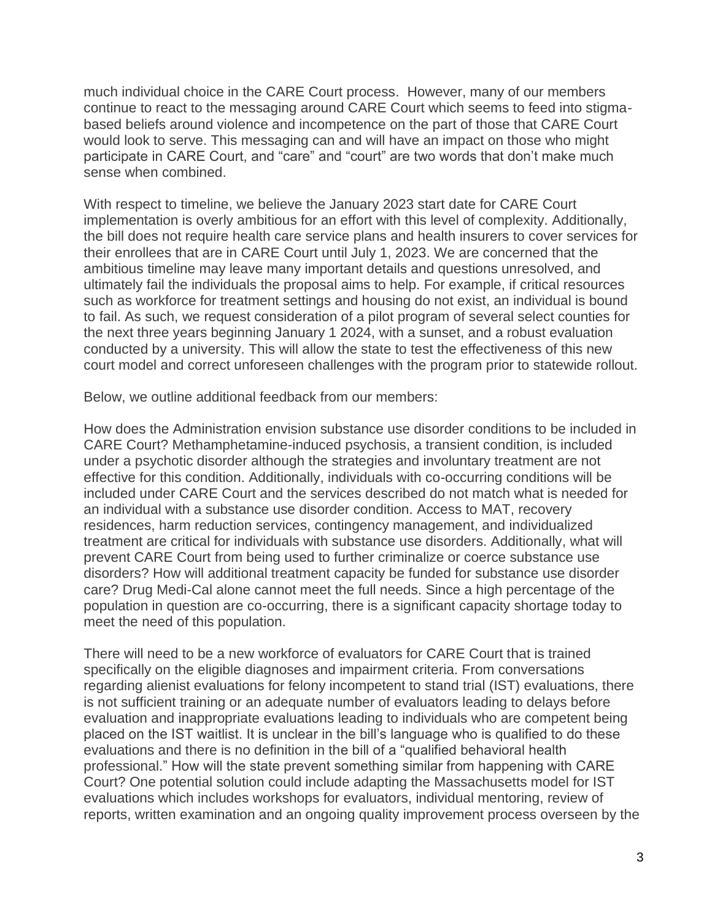much individual choice in the CARE Court process.  However, many of our members continue to react to the messaging around CARE Court which seems to feed into stigma-based beliefs around violence and incompetence on the part of those that CARE Court would look to serve. This messaging can and will have an impact on those who might participate in CARE Court, and “care” and “court” are two words that don’t make much sense when combined.

With respect to timeline, we believe the January 2023 start date for CARE Court implementation is overly ambitious for an effort with this level of complexity. Additionally, the bill does not require health care service plans and health insurers to cover services for their enrollees that are in CARE Court until July 1, 2023. We are concerned that the ambitious timeline may leave many important details and questions unresolved, and ultimately fail the individuals the proposal aims to help. For example, if critical resources such as workforce for treatment settings and housing do not exist, an individual is bound to fail. As such, we request consideration of a pilot program of several select counties for the next three years beginning January 1 2024, with a sunset, and a robust evaluation conducted by a university. This will allow the state to test the effectiveness of this new court model and correct unforeseen challenges with the program prior to statewide rollout.

Below, we outline additional feedback from our members:

How does the Administration envision substance use disorder conditions to be included in CARE Court? Methamphetamine-induced psychosis, a transient condition, is included under a psychotic disorder although the strategies and involuntary treatment are not effective for this condition. Additionally, individuals with co-occurring conditions will be included under CARE Court and the services described do not match what is needed for an individual with a substance use disorder condition. Access to MAT, recovery residences, harm reduction services, contingency management, and individualized treatment are critical for individuals with substance use disorders. Additionally, what will prevent CARE Court from being used to further criminalize or coerce substance use disorders? How will additional treatment capacity be funded for substance use disorder care? Drug Medi-Cal alone cannot meet the full needs. Since a high percentage of the population in question are co-occurring, there is a significant capacity shortage today to meet the need of this population.

There will need to be a new workforce of evaluators for CARE Court that is trained specifically on the eligible diagnoses and impairment criteria. From conversations regarding alienist evaluations for felony incompetent to stand trial (IST) evaluations, there is not sufficient training or an adequate number of evaluators leading to delays before evaluation and inappropriate evaluations leading to individuals who are competent being placed on the IST waitlist. It is unclear in the bill’s language who is qualified to do these evaluations and there is no definition in the bill of a “qualified behavioral health professional.” How will the state prevent something similar from happening with CARE Court? One potential solution could include adapting the Massachusetts model for IST evaluations which includes workshops for evaluators, individual mentoring, review of reports, written examination and an ongoing quality improvement process overseen by the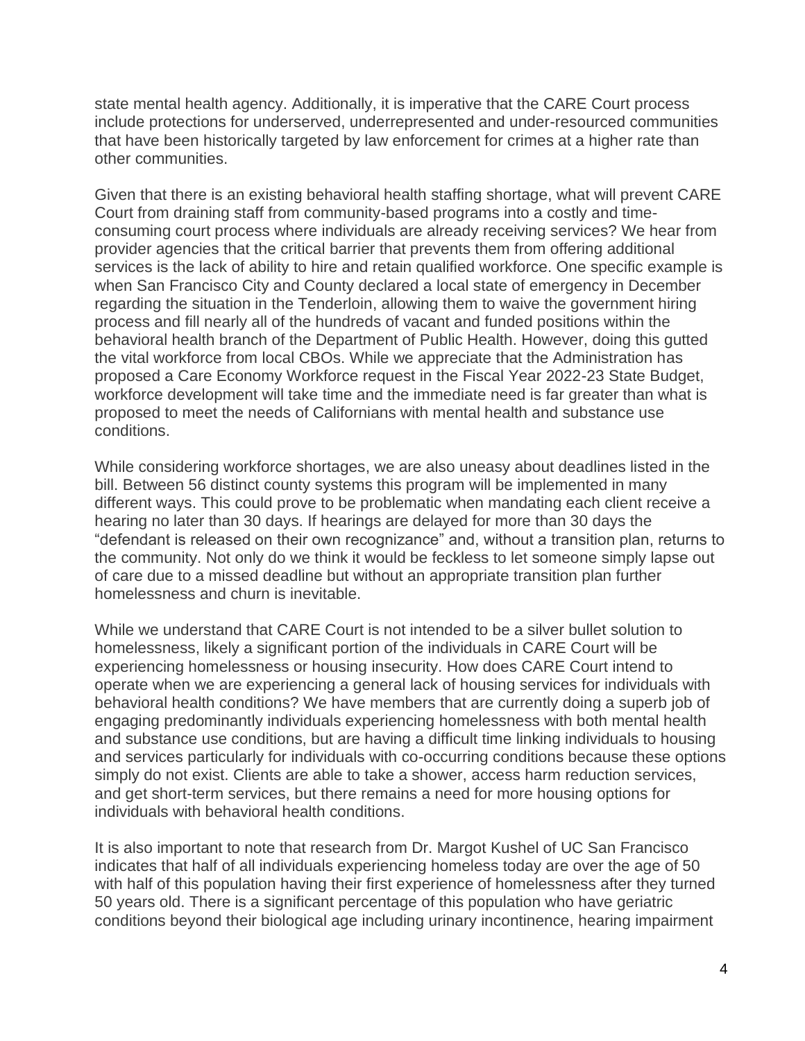state mental health agency. Additionally, it is imperative that the CARE Court process include protections for underserved, underrepresented and under-resourced communities that have been historically targeted by law enforcement for crimes at a higher rate than other communities.

Given that there is an existing behavioral health staffing shortage, what will prevent CARE Court from draining staff from community-based programs into a costly and time-consuming court process where individuals are already receiving services? We hear from provider agencies that the critical barrier that prevents them from offering additional services is the lack of ability to hire and retain qualified workforce. One specific example is when San Francisco City and County declared a local state of emergency in December regarding the situation in the Tenderloin, allowing them to waive the government hiring process and fill nearly all of the hundreds of vacant and funded positions within the behavioral health branch of the Department of Public Health. However, doing this gutted the vital workforce from local CBOs. While we appreciate that the Administration has proposed a Care Economy Workforce request in the Fiscal Year 2022-23 State Budget, workforce development will take time and the immediate need is far greater than what is proposed to meet the needs of Californians with mental health and substance use conditions.

While considering workforce shortages, we are also uneasy about deadlines listed in the bill. Between 56 distinct county systems this program will be implemented in many different ways. This could prove to be problematic when mandating each client receive a hearing no later than 30 days. If hearings are delayed for more than 30 days the "defendant is released on their own recognizance" and, without a transition plan, returns to the community. Not only do we think it would be feckless to let someone simply lapse out of care due to a missed deadline but without an appropriate transition plan further homelessness and churn is inevitable.

While we understand that CARE Court is not intended to be a silver bullet solution to homelessness, likely a significant portion of the individuals in CARE Court will be experiencing homelessness or housing insecurity. How does CARE Court intend to operate when we are experiencing a general lack of housing services for individuals with behavioral health conditions? We have members that are currently doing a superb job of engaging predominantly individuals experiencing homelessness with both mental health and substance use conditions, but are having a difficult time linking individuals to housing and services particularly for individuals with co-occurring conditions because these options simply do not exist. Clients are able to take a shower, access harm reduction services, and get short-term services, but there remains a need for more housing options for individuals with behavioral health conditions.

It is also important to note that research from Dr. Margot Kushel of UC San Francisco indicates that half of all individuals experiencing homeless today are over the age of 50 with half of this population having their first experience of homelessness after they turned 50 years old. There is a significant percentage of this population who have geriatric conditions beyond their biological age including urinary incontinence, hearing impairment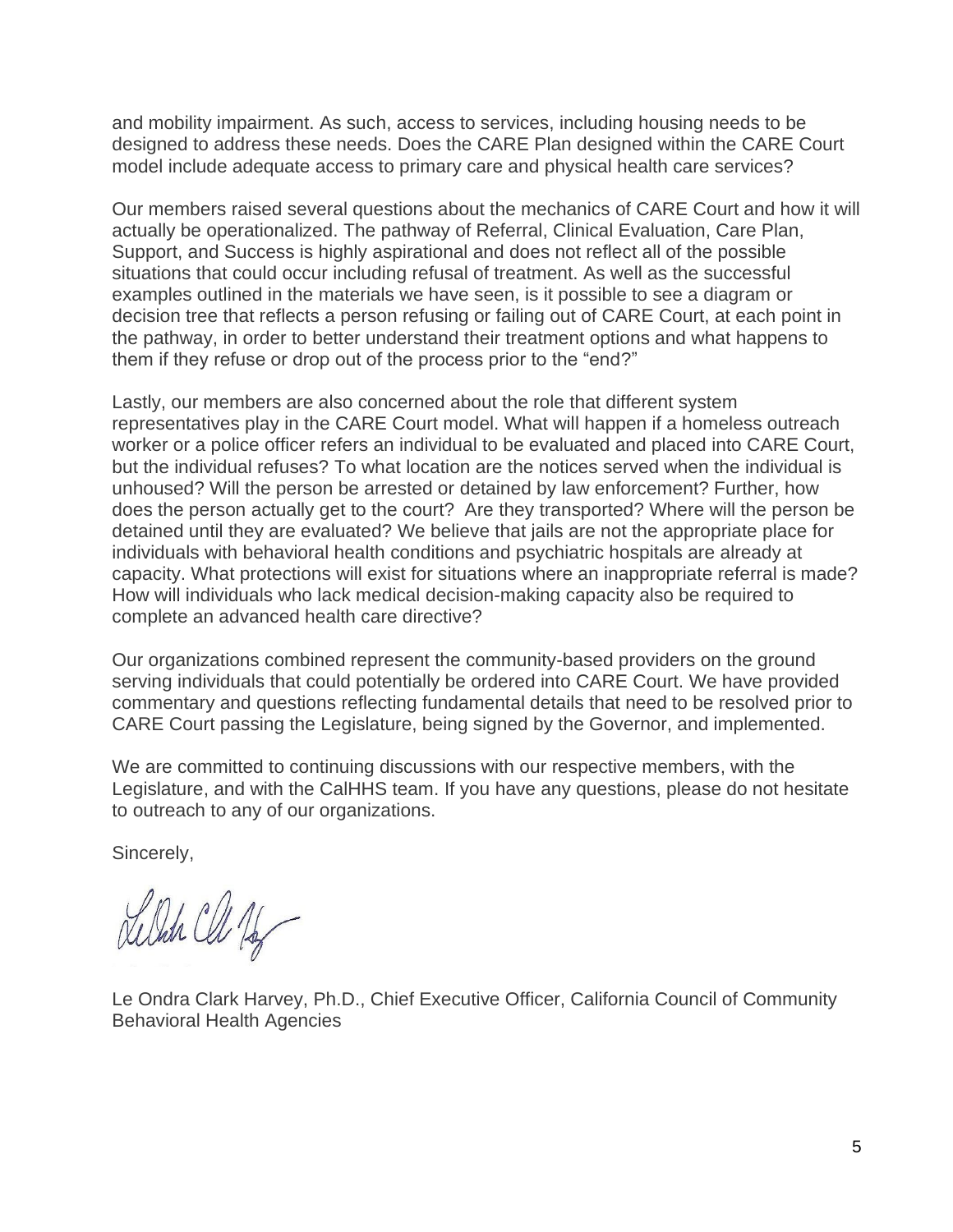and mobility impairment. As such, access to services, including housing needs to be designed to address these needs. Does the CARE Plan designed within the CARE Court model include adequate access to primary care and physical health care services?

Our members raised several questions about the mechanics of CARE Court and how it will actually be operationalized. The pathway of Referral, Clinical Evaluation, Care Plan, Support, and Success is highly aspirational and does not reflect all of the possible situations that could occur including refusal of treatment. As well as the successful examples outlined in the materials we have seen, is it possible to see a diagram or decision tree that reflects a person refusing or failing out of CARE Court, at each point in the pathway, in order to better understand their treatment options and what happens to them if they refuse or drop out of the process prior to the "end?"

Lastly, our members are also concerned about the role that different system representatives play in the CARE Court model. What will happen if a homeless outreach worker or a police officer refers an individual to be evaluated and placed into CARE Court, but the individual refuses? To what location are the notices served when the individual is unhoused? Will the person be arrested or detained by law enforcement? Further, how does the person actually get to the court? Are they transported? Where will the person be detained until they are evaluated? We believe that jails are not the appropriate place for individuals with behavioral health conditions and psychiatric hospitals are already at capacity. What protections will exist for situations where an inappropriate referral is made? How will individuals who lack medical decision-making capacity also be required to complete an advanced health care directive?

Our organizations combined represent the community-based providers on the ground serving individuals that could potentially be ordered into CARE Court. We have provided commentary and questions reflecting fundamental details that need to be resolved prior to CARE Court passing the Legislature, being signed by the Governor, and implemented.

We are committed to continuing discussions with our respective members, with the Legislature, and with the CalHHS team. If you have any questions, please do not hesitate to outreach to any of our organizations.

Sincerely,

Le Ondra Clark Harvey, Ph.D., Chief Executive Officer, California Council of Community Behavioral Health Agencies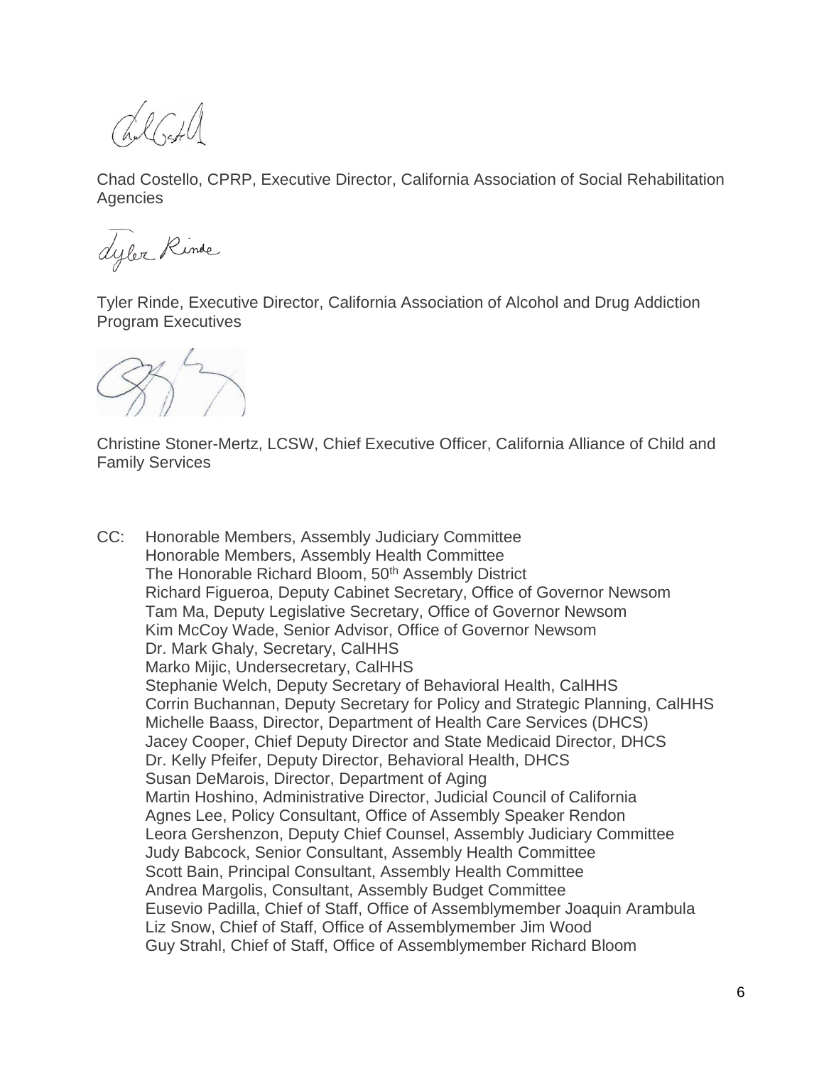Chad Costello, CPRP, Executive Director, California Association of Social Rehabilitation Agencies

Tyler Rinde, Executive Director, California Association of Alcohol and Drug Addiction Program Executives

Christine Stoner-Mertz, LCSW, Chief Executive Officer, California Alliance of Child and Family Services

CC: Honorable Members, Assembly Judiciary Committee
Honorable Members, Assembly Health Committee
The Honorable Richard Bloom, 50th Assembly District
Richard Figueroa, Deputy Cabinet Secretary, Office of Governor Newsom
Tam Ma, Deputy Legislative Secretary, Office of Governor Newsom
Kim McCoy Wade, Senior Advisor, Office of Governor Newsom
Dr. Mark Ghaly, Secretary, CalHHS
Marko Mijic, Undersecretary, CalHHS
Stephanie Welch, Deputy Secretary of Behavioral Health, CalHHS
Corrin Buchannan, Deputy Secretary for Policy and Strategic Planning, CalHHS
Michelle Baass, Director, Department of Health Care Services (DHCS)
Jacey Cooper, Chief Deputy Director and State Medicaid Director, DHCS
Dr. Kelly Pfeifer, Deputy Director, Behavioral Health, DHCS
Susan DeMarois, Director, Department of Aging
Martin Hoshino, Administrative Director, Judicial Council of California
Agnes Lee, Policy Consultant, Office of Assembly Speaker Rendon
Leora Gershenzon, Deputy Chief Counsel, Assembly Judiciary Committee
Judy Babcock, Senior Consultant, Assembly Health Committee
Scott Bain, Principal Consultant, Assembly Health Committee
Andrea Margolis, Consultant, Assembly Budget Committee
Eusevio Padilla, Chief of Staff, Office of Assemblymember Joaquin Arambula
Liz Snow, Chief of Staff, Office of Assemblymember Jim Wood
Guy Strahl, Chief of Staff, Office of Assemblymember Richard Bloom